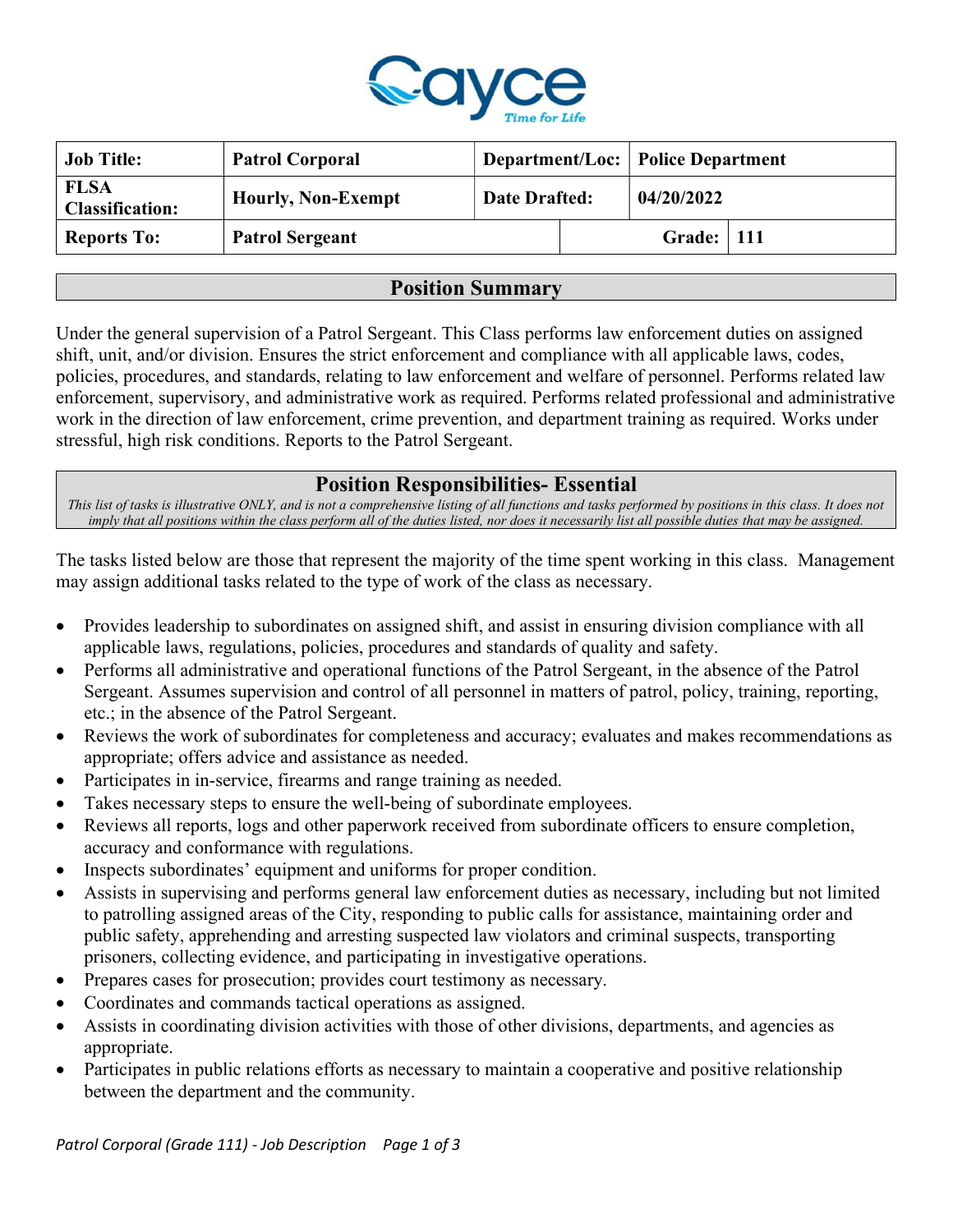| Job Title: | Patrol Corporal | Department/Loc: | Police Department |
|---|---|---|---|
| FLSA Classification: | Hourly, Non-Exempt | Date Drafted: | 04/20/2022 |
| Reports To: | Patrol Sergeant | Grade: | 111 |

## Position Summary

Under the general supervision of a Patrol Sergeant. This Class performs law enforcement duties on assigned shift, unit, and/or division. Ensures the strict enforcement and compliance with all applicable laws, codes, policies, procedures, and standards, relating to law enforcement and welfare of personnel. Performs related law enforcement, supervisory, and administrative work as required. Performs related professional and administrative work in the direction of law enforcement, crime prevention, and department training as required. Works under stressful, high risk conditions. Reports to the Patrol Sergeant.

## Position Responsibilities- Essential

*This list of tasks is illustrative ONLY, and is not a comprehensive listing of all functions and tasks performed by positions in this class. It does not imply that all positions within the class perform all of the duties listed, nor does it necessarily list all possible duties that may be assigned.*

The tasks listed below are those that represent the majority of the time spent working in this class. Management may assign additional tasks related to the type of work of the class as necessary.

- Provides leadership to subordinates on assigned shift, and assist in ensuring division compliance with all applicable laws, regulations, policies, procedures and standards of quality and safety.
- Performs all administrative and operational functions of the Patrol Sergeant, in the absence of the Patrol Sergeant. Assumes supervision and control of all personnel in matters of patrol, policy, training, reporting, etc.; in the absence of the Patrol Sergeant.
- Reviews the work of subordinates for completeness and accuracy; evaluates and makes recommendations as appropriate; offers advice and assistance as needed.
- Participates in in-service, firearms and range training as needed.
- Takes necessary steps to ensure the well-being of subordinate employees.
- Reviews all reports, logs and other paperwork received from subordinate officers to ensure completion, accuracy and conformance with regulations.
- Inspects subordinates' equipment and uniforms for proper condition.
- Assists in supervising and performs general law enforcement duties as necessary, including but not limited to patrolling assigned areas of the City, responding to public calls for assistance, maintaining order and public safety, apprehending and arresting suspected law violators and criminal suspects, transporting prisoners, collecting evidence, and participating in investigative operations.
- Prepares cases for prosecution; provides court testimony as necessary.
- Coordinates and commands tactical operations as assigned.
- Assists in coordinating division activities with those of other divisions, departments, and agencies as appropriate.
- Participates in public relations efforts as necessary to maintain a cooperative and positive relationship between the department and the community.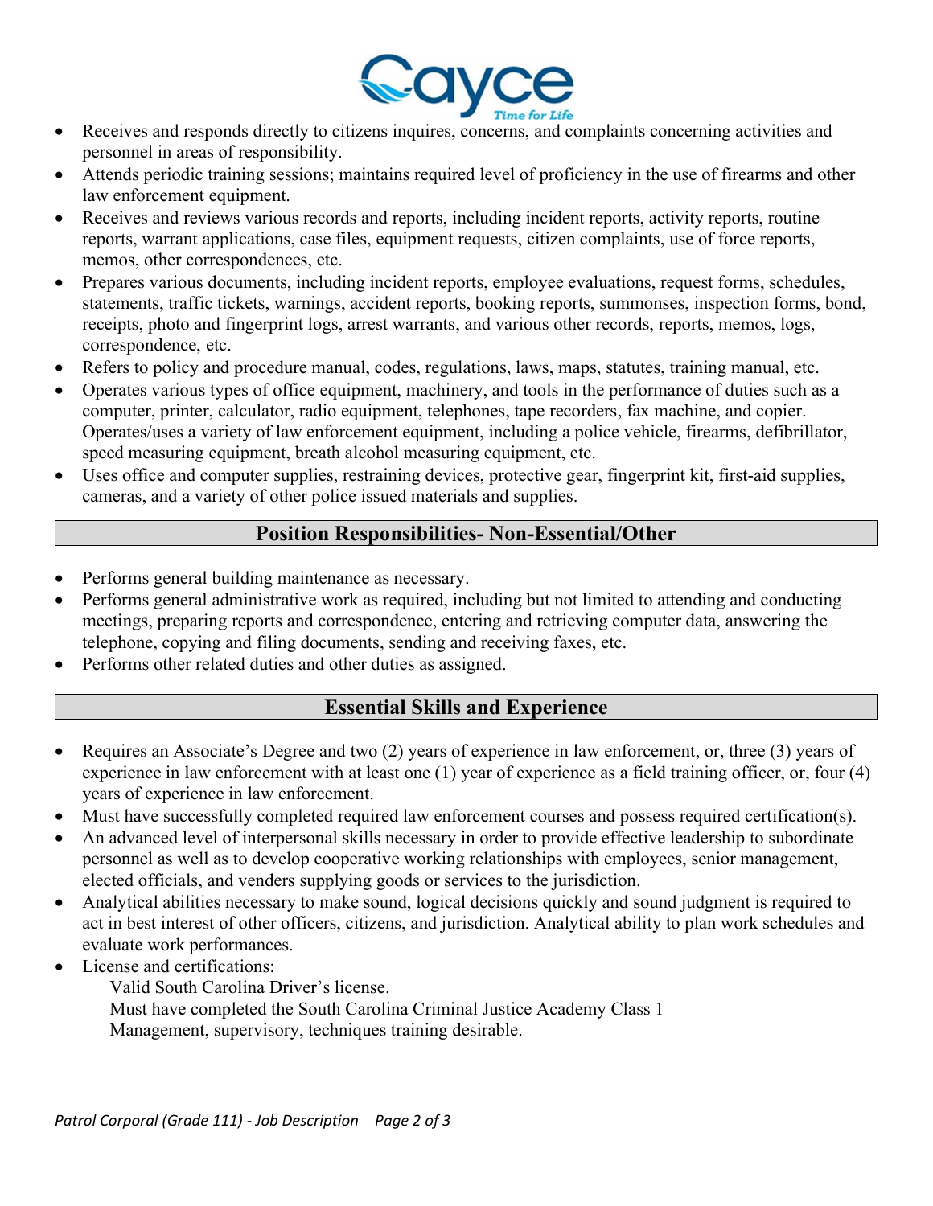- Receives and responds directly to citizens inquires, concerns, and complaints concerning activities and personnel in areas of responsibility.
- Attends periodic training sessions; maintains required level of proficiency in the use of firearms and other law enforcement equipment.
- Receives and reviews various records and reports, including incident reports, activity reports, routine reports, warrant applications, case files, equipment requests, citizen complaints, use of force reports, memos, other correspondences, etc.
- Prepares various documents, including incident reports, employee evaluations, request forms, schedules, statements, traffic tickets, warnings, accident reports, booking reports, summonses, inspection forms, bond, receipts, photo and fingerprint logs, arrest warrants, and various other records, reports, memos, logs, correspondence, etc.
- Refers to policy and procedure manual, codes, regulations, laws, maps, statutes, training manual, etc.
- Operates various types of office equipment, machinery, and tools in the performance of duties such as a computer, printer, calculator, radio equipment, telephones, tape recorders, fax machine, and copier. Operates/uses a variety of law enforcement equipment, including a police vehicle, firearms, defibrillator, speed measuring equipment, breath alcohol measuring equipment, etc.
- Uses office and computer supplies, restraining devices, protective gear, fingerprint kit, first-aid supplies, cameras, and a variety of other police issued materials and supplies.

## Position Responsibilities- Non-Essential/Other

- Performs general building maintenance as necessary.
- Performs general administrative work as required, including but not limited to attending and conducting meetings, preparing reports and correspondence, entering and retrieving computer data, answering the telephone, copying and filing documents, sending and receiving faxes, etc.
- Performs other related duties and other duties as assigned.

## Essential Skills and Experience

- Requires an Associate's Degree and two (2) years of experience in law enforcement, or, three (3) years of experience in law enforcement with at least one (1) year of experience as a field training officer, or, four (4) years of experience in law enforcement.
- Must have successfully completed required law enforcement courses and possess required certification(s).
- An advanced level of interpersonal skills necessary in order to provide effective leadership to subordinate personnel as well as to develop cooperative working relationships with employees, senior management, elected officials, and venders supplying goods or services to the jurisdiction.
- Analytical abilities necessary to make sound, logical decisions quickly and sound judgment is required to act in best interest of other officers, citizens, and jurisdiction. Analytical ability to plan work schedules and evaluate work performances.
- License and certifications:
  Valid South Carolina Driver's license.
  Must have completed the South Carolina Criminal Justice Academy Class 1
  Management, supervisory, techniques training desirable.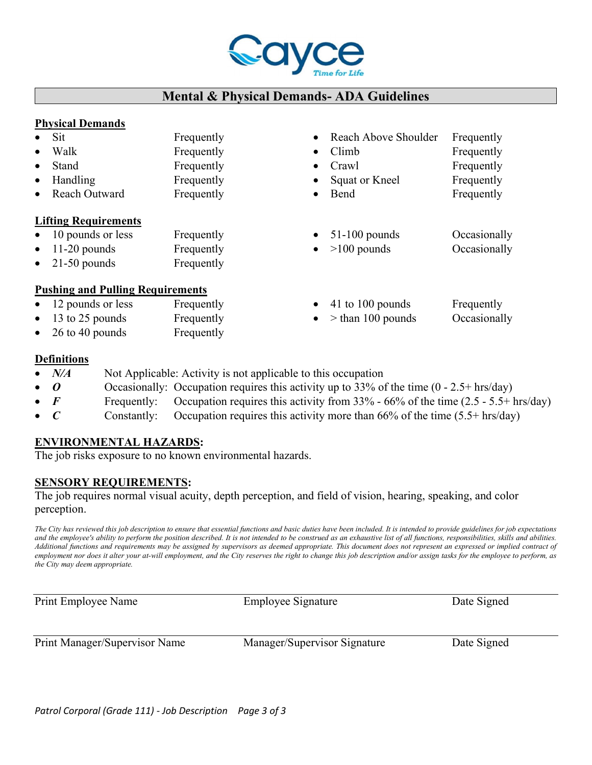## Mental & Physical Demands- ADA Guidelines

**Physical Demands**

- Sit — Frequently
- Walk — Frequently
- Stand — Frequently
- Handling — Frequently
- Reach Outward — Frequently
- Reach Above Shoulder — Frequently
- Climb — Frequently
- Crawl — Frequently
- Squat or Kneel — Frequently
- Bend — Frequently

**Lifting Requirements**

- 10 pounds or less — Frequently
- 11-20 pounds — Frequently
- 21-50 pounds — Frequently
- 51-100 pounds — Occasionally
- >100 pounds — Occasionally

**Pushing and Pulling Requirements**

- 12 pounds or less — Frequently
- 13 to 25 pounds — Frequently
- 26 to 40 pounds — Frequently
- 41 to 100 pounds — Frequently
- > than 100 pounds — Occasionally

**Definitions**

- ***N/A*** Not Applicable: Activity is not applicable to this occupation
- ***O*** Occasionally: Occupation requires this activity up to 33% of the time (0 - 2.5+ hrs/day)
- ***F*** Frequently: Occupation requires this activity from 33% - 66% of the time (2.5 - 5.5+ hrs/day)
- ***C*** Constantly: Occupation requires this activity more than 66% of the time (5.5+ hrs/day)

**ENVIRONMENTAL HAZARDS:**

The job risks exposure to no known environmental hazards.

**SENSORY REQUIREMENTS:**

The job requires normal visual acuity, depth perception, and field of vision, hearing, speaking, and color perception.

*The City has reviewed this job description to ensure that essential functions and basic duties have been included. It is intended to provide guidelines for job expectations and the employee's ability to perform the position described. It is not intended to be construed as an exhaustive list of all functions, responsibilities, skills and abilities. Additional functions and requirements may be assigned by supervisors as deemed appropriate. This document does not represent an expressed or implied contract of employment nor does it alter your at-will employment, and the City reserves the right to change this job description and/or assign tasks for the employee to perform, as the City may deem appropriate.*

| Print Employee Name | Employee Signature | Date Signed |
|---|---|---|
| Print Manager/Supervisor Name | Manager/Supervisor Signature | Date Signed |